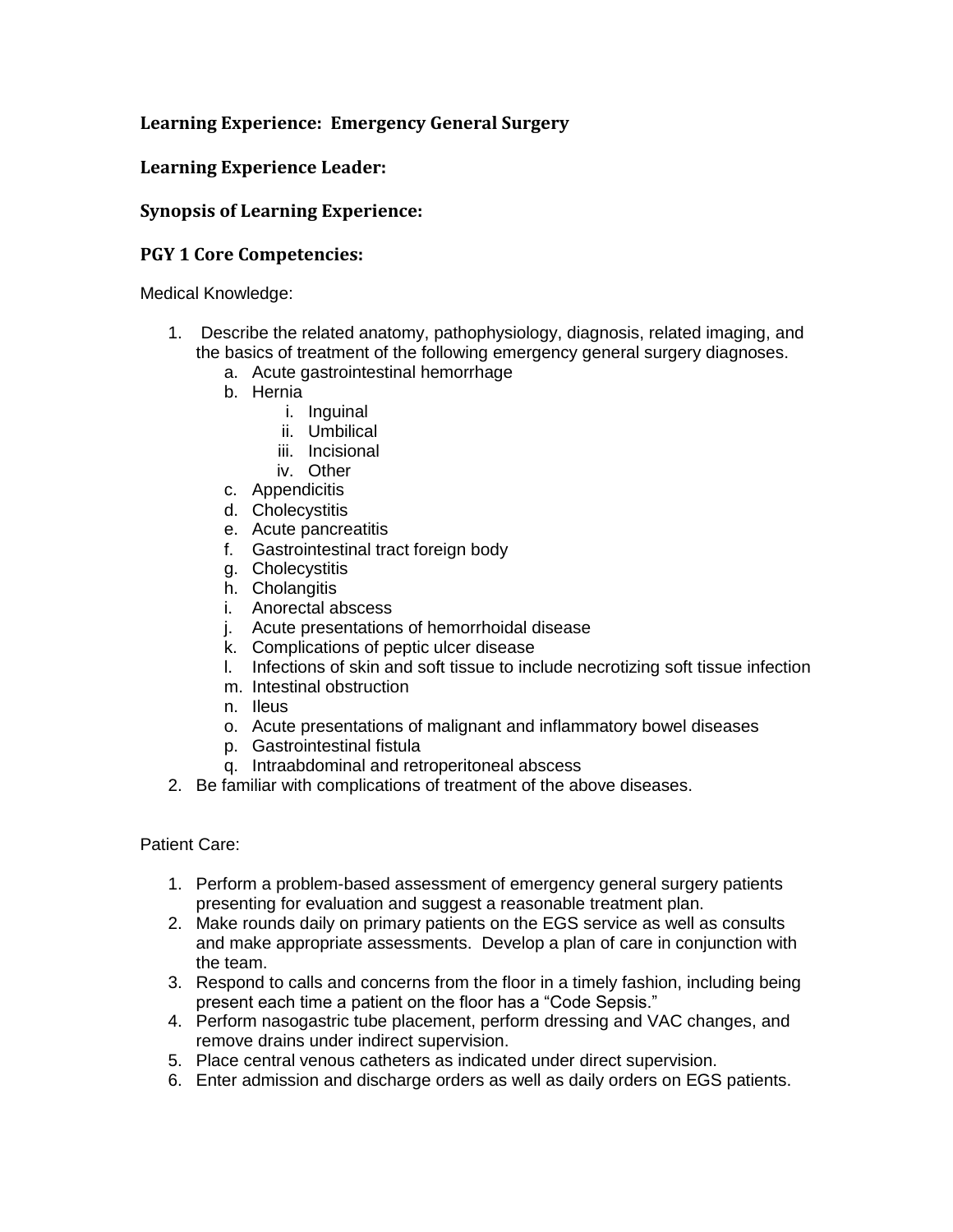**Learning Experience: Emergency General Surgery**

**Learning Experience Leader:**

**Synopsis of Learning Experience:**

**PGY 1 Core Competencies:**

Medical Knowledge:

1. Describe the related anatomy, pathophysiology, diagnosis, related imaging, and the basics of treatment of the following emergency general surgery diagnoses.
   a. Acute gastrointestinal hemorrhage
   b. Hernia
      i. Inguinal
      ii. Umbilical
      iii. Incisional
      iv. Other
   c. Appendicitis
   d. Cholecystitis
   e. Acute pancreatitis
   f. Gastrointestinal tract foreign body
   g. Cholecystitis
   h. Cholangitis
   i. Anorectal abscess
   j. Acute presentations of hemorrhoidal disease
   k. Complications of peptic ulcer disease
   l. Infections of skin and soft tissue to include necrotizing soft tissue infection
   m. Intestinal obstruction
   n. Ileus
   o. Acute presentations of malignant and inflammatory bowel diseases
   p. Gastrointestinal fistula
   q. Intraabdominal and retroperitoneal abscess
2. Be familiar with complications of treatment of the above diseases.

Patient Care:

1. Perform a problem-based assessment of emergency general surgery patients presenting for evaluation and suggest a reasonable treatment plan.
2. Make rounds daily on primary patients on the EGS service as well as consults and make appropriate assessments. Develop a plan of care in conjunction with the team.
3. Respond to calls and concerns from the floor in a timely fashion, including being present each time a patient on the floor has a "Code Sepsis."
4. Perform nasogastric tube placement, perform dressing and VAC changes, and remove drains under indirect supervision.
5. Place central venous catheters as indicated under direct supervision.
6. Enter admission and discharge orders as well as daily orders on EGS patients.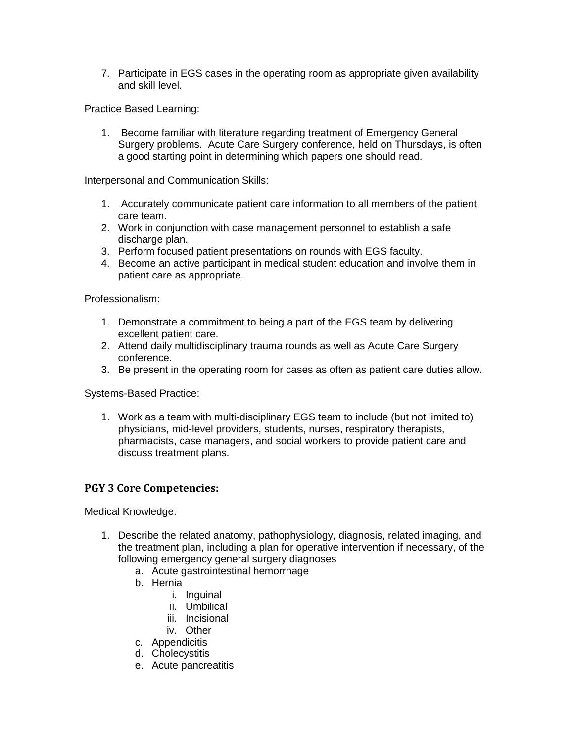7. Participate in EGS cases in the operating room as appropriate given availability and skill level.

Practice Based Learning:

1. Become familiar with literature regarding treatment of Emergency General Surgery problems. Acute Care Surgery conference, held on Thursdays, is often a good starting point in determining which papers one should read.

Interpersonal and Communication Skills:

1. Accurately communicate patient care information to all members of the patient care team.
2. Work in conjunction with case management personnel to establish a safe discharge plan.
3. Perform focused patient presentations on rounds with EGS faculty.
4. Become an active participant in medical student education and involve them in patient care as appropriate.

Professionalism:

1. Demonstrate a commitment to being a part of the EGS team by delivering excellent patient care.
2. Attend daily multidisciplinary trauma rounds as well as Acute Care Surgery conference.
3. Be present in the operating room for cases as often as patient care duties allow.

Systems-Based Practice:

1. Work as a team with multi-disciplinary EGS team to include (but not limited to) physicians, mid-level providers, students, nurses, respiratory therapists, pharmacists, case managers, and social workers to provide patient care and discuss treatment plans.

### PGY 3 Core Competencies:

Medical Knowledge:

1. Describe the related anatomy, pathophysiology, diagnosis, related imaging, and the treatment plan, including a plan for operative intervention if necessary, of the following emergency general surgery diagnoses
   a. Acute gastrointestinal hemorrhage
   b. Hernia
      i. Inguinal
      ii. Umbilical
      iii. Incisional
      iv. Other
   c. Appendicitis
   d. Cholecystitis
   e. Acute pancreatitis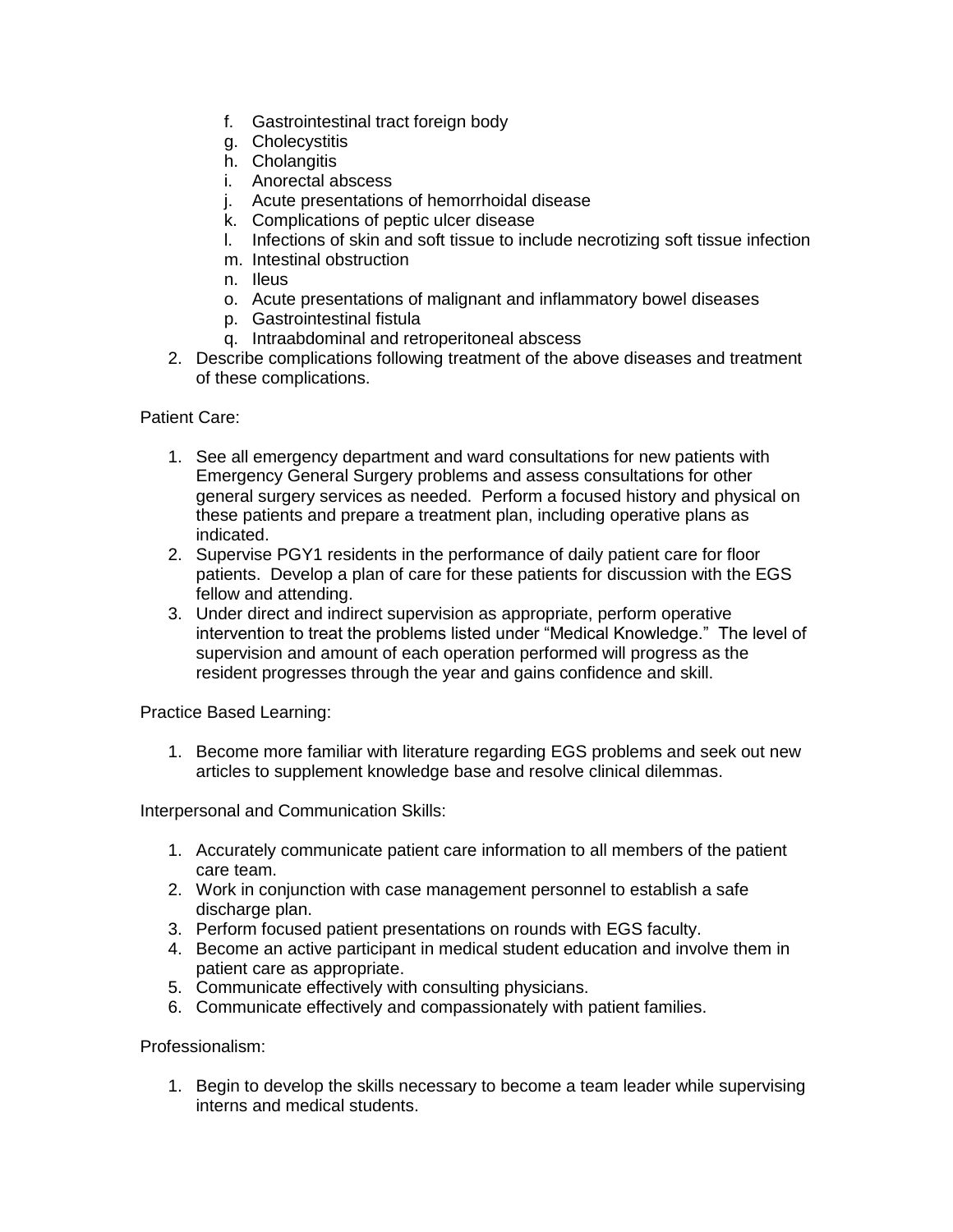f. Gastrointestinal tract foreign body
   g. Cholecystitis
   h. Cholangitis
   i. Anorectal abscess
   j. Acute presentations of hemorrhoidal disease
   k. Complications of peptic ulcer disease
   l. Infections of skin and soft tissue to include necrotizing soft tissue infection
   m. Intestinal obstruction
   n. Ileus
   o. Acute presentations of malignant and inflammatory bowel diseases
   p. Gastrointestinal fistula
   q. Intraabdominal and retroperitoneal abscess
2. Describe complications following treatment of the above diseases and treatment of these complications.

Patient Care:

1. See all emergency department and ward consultations for new patients with Emergency General Surgery problems and assess consultations for other general surgery services as needed. Perform a focused history and physical on these patients and prepare a treatment plan, including operative plans as indicated.
2. Supervise PGY1 residents in the performance of daily patient care for floor patients. Develop a plan of care for these patients for discussion with the EGS fellow and attending.
3. Under direct and indirect supervision as appropriate, perform operative intervention to treat the problems listed under "Medical Knowledge." The level of supervision and amount of each operation performed will progress as the resident progresses through the year and gains confidence and skill.

Practice Based Learning:

1. Become more familiar with literature regarding EGS problems and seek out new articles to supplement knowledge base and resolve clinical dilemmas.

Interpersonal and Communication Skills:

1. Accurately communicate patient care information to all members of the patient care team.
2. Work in conjunction with case management personnel to establish a safe discharge plan.
3. Perform focused patient presentations on rounds with EGS faculty.
4. Become an active participant in medical student education and involve them in patient care as appropriate.
5. Communicate effectively with consulting physicians.
6. Communicate effectively and compassionately with patient families.

Professionalism:

1. Begin to develop the skills necessary to become a team leader while supervising interns and medical students.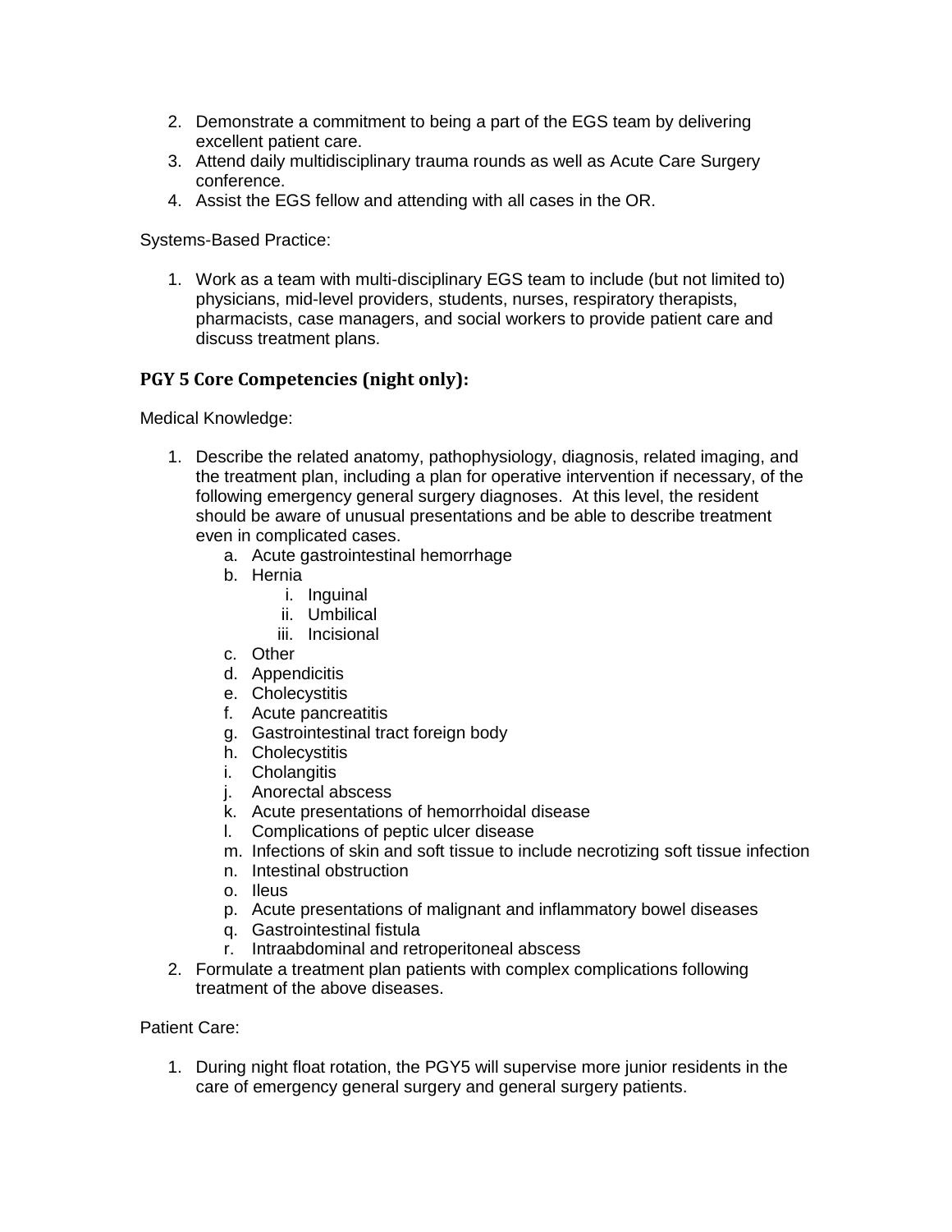2. Demonstrate a commitment to being a part of the EGS team by delivering excellent patient care.
3. Attend daily multidisciplinary trauma rounds as well as Acute Care Surgery conference.
4. Assist the EGS fellow and attending with all cases in the OR.

Systems-Based Practice:

1. Work as a team with multi-disciplinary EGS team to include (but not limited to) physicians, mid-level providers, students, nurses, respiratory therapists, pharmacists, case managers, and social workers to provide patient care and discuss treatment plans.

### PGY 5 Core Competencies (night only):

Medical Knowledge:

1. Describe the related anatomy, pathophysiology, diagnosis, related imaging, and the treatment plan, including a plan for operative intervention if necessary, of the following emergency general surgery diagnoses. At this level, the resident should be aware of unusual presentations and be able to describe treatment even in complicated cases.
   a. Acute gastrointestinal hemorrhage
   b. Hernia
      i. Inguinal
      ii. Umbilical
      iii. Incisional
   c. Other
   d. Appendicitis
   e. Cholecystitis
   f. Acute pancreatitis
   g. Gastrointestinal tract foreign body
   h. Cholecystitis
   i. Cholangitis
   j. Anorectal abscess
   k. Acute presentations of hemorrhoidal disease
   l. Complications of peptic ulcer disease
   m. Infections of skin and soft tissue to include necrotizing soft tissue infection
   n. Intestinal obstruction
   o. Ileus
   p. Acute presentations of malignant and inflammatory bowel diseases
   q. Gastrointestinal fistula
   r. Intraabdominal and retroperitoneal abscess
2. Formulate a treatment plan patients with complex complications following treatment of the above diseases.

Patient Care:

1. During night float rotation, the PGY5 will supervise more junior residents in the care of emergency general surgery and general surgery patients.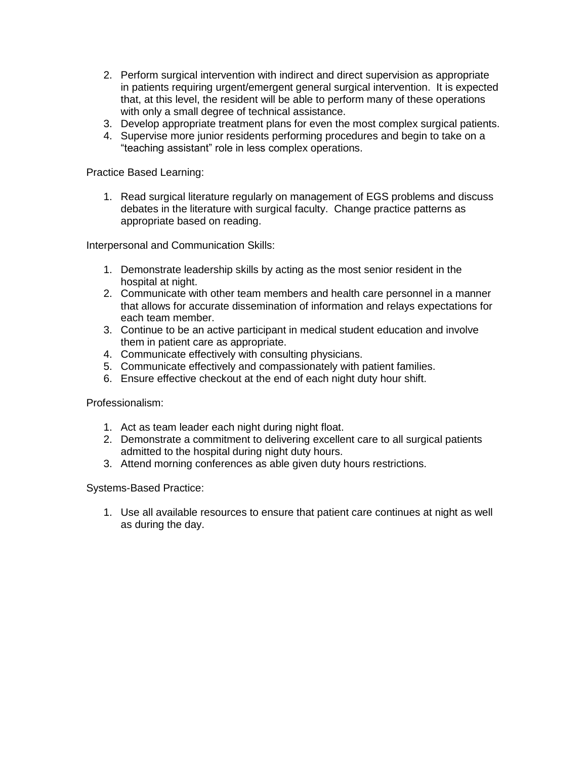2. Perform surgical intervention with indirect and direct supervision as appropriate in patients requiring urgent/emergent general surgical intervention. It is expected that, at this level, the resident will be able to perform many of these operations with only a small degree of technical assistance.
3. Develop appropriate treatment plans for even the most complex surgical patients.
4. Supervise more junior residents performing procedures and begin to take on a "teaching assistant" role in less complex operations.

Practice Based Learning:

1. Read surgical literature regularly on management of EGS problems and discuss debates in the literature with surgical faculty. Change practice patterns as appropriate based on reading.

Interpersonal and Communication Skills:

1. Demonstrate leadership skills by acting as the most senior resident in the hospital at night.
2. Communicate with other team members and health care personnel in a manner that allows for accurate dissemination of information and relays expectations for each team member.
3. Continue to be an active participant in medical student education and involve them in patient care as appropriate.
4. Communicate effectively with consulting physicians.
5. Communicate effectively and compassionately with patient families.
6. Ensure effective checkout at the end of each night duty hour shift.

Professionalism:

1. Act as team leader each night during night float.
2. Demonstrate a commitment to delivering excellent care to all surgical patients admitted to the hospital during night duty hours.
3. Attend morning conferences as able given duty hours restrictions.

Systems-Based Practice:

1. Use all available resources to ensure that patient care continues at night as well as during the day.